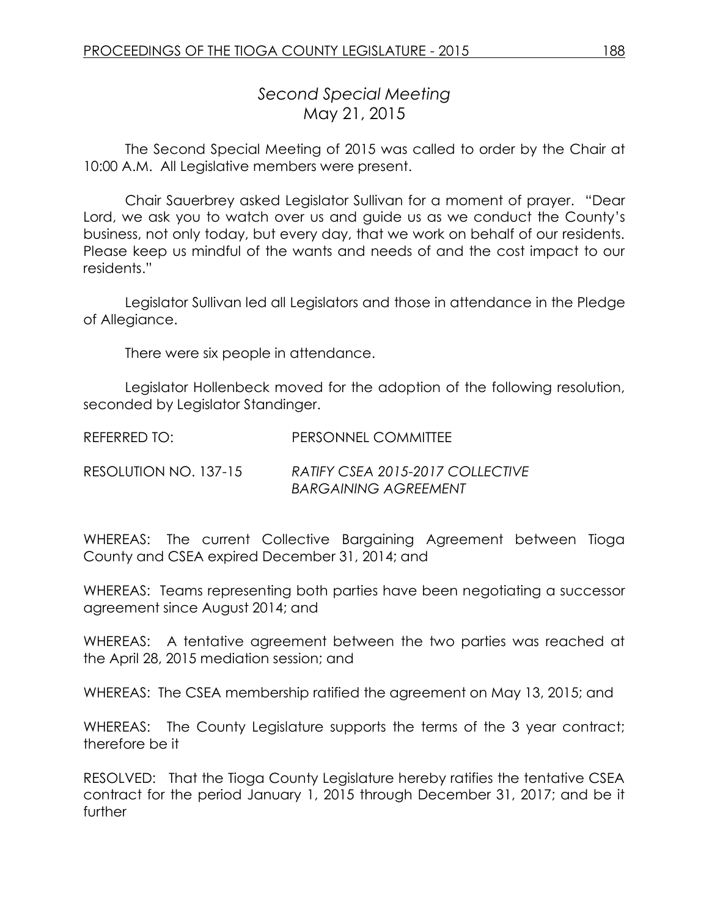# *Second Special Meeting*
## May 21, 2015

The Second Special Meeting of 2015 was called to order by the Chair at 10:00 A.M. All Legislative members were present.

Chair Sauerbrey asked Legislator Sullivan for a moment of prayer. "Dear Lord, we ask you to watch over us and guide us as we conduct the County's business, not only today, but every day, that we work on behalf of our residents. Please keep us mindful of the wants and needs of and the cost impact to our residents."

Legislator Sullivan led all Legislators and those in attendance in the Pledge of Allegiance.

There were six people in attendance.

Legislator Hollenbeck moved for the adoption of the following resolution, seconded by Legislator Standinger.

REFERRED TO: PERSONNEL COMMITTEE

RESOLUTION NO. 137-15 *RATIFY CSEA 2015-2017 COLLECTIVE BARGAINING AGREEMENT*

WHEREAS: The current Collective Bargaining Agreement between Tioga County and CSEA expired December 31, 2014; and

WHEREAS: Teams representing both parties have been negotiating a successor agreement since August 2014; and

WHEREAS: A tentative agreement between the two parties was reached at the April 28, 2015 mediation session; and

WHEREAS: The CSEA membership ratified the agreement on May 13, 2015; and

WHEREAS: The County Legislature supports the terms of the 3 year contract; therefore be it

RESOLVED: That the Tioga County Legislature hereby ratifies the tentative CSEA contract for the period January 1, 2015 through December 31, 2017; and be it further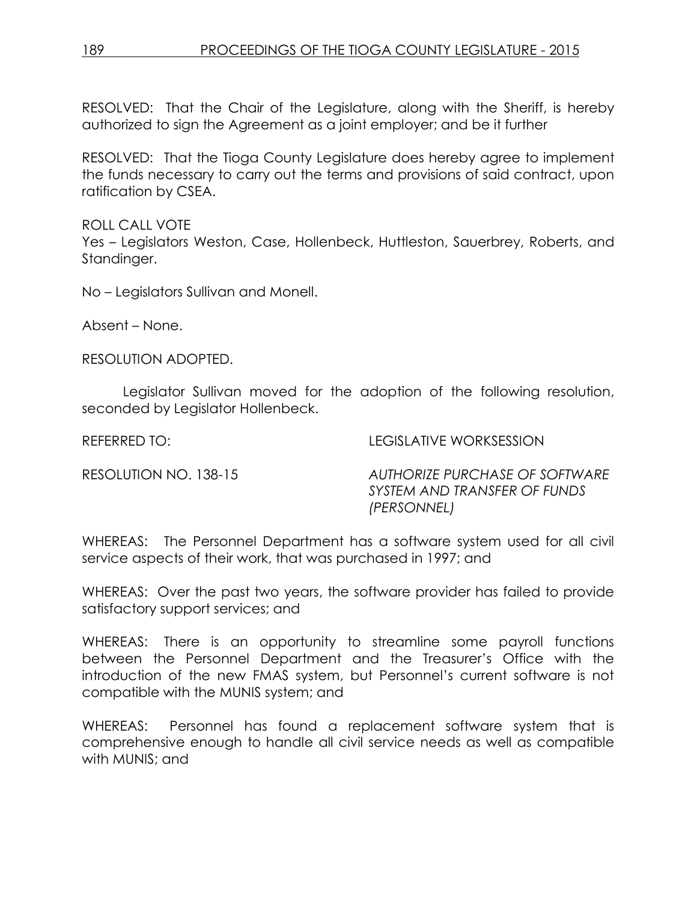RESOLVED: That the Chair of the Legislature, along with the Sheriff, is hereby authorized to sign the Agreement as a joint employer; and be it further

RESOLVED: That the Tioga County Legislature does hereby agree to implement the funds necessary to carry out the terms and provisions of said contract, upon ratification by CSEA.

ROLL CALL VOTE
Yes – Legislators Weston, Case, Hollenbeck, Huttleston, Sauerbrey, Roberts, and Standinger.

No – Legislators Sullivan and Monell.

Absent – None.

RESOLUTION ADOPTED.

Legislator Sullivan moved for the adoption of the following resolution, seconded by Legislator Hollenbeck.

REFERRED TO: LEGISLATIVE WORKSESSION

RESOLUTION NO. 138-15 *AUTHORIZE PURCHASE OF SOFTWARE SYSTEM AND TRANSFER OF FUNDS (PERSONNEL)*

WHEREAS: The Personnel Department has a software system used for all civil service aspects of their work, that was purchased in 1997; and

WHEREAS: Over the past two years, the software provider has failed to provide satisfactory support services; and

WHEREAS: There is an opportunity to streamline some payroll functions between the Personnel Department and the Treasurer's Office with the introduction of the new FMAS system, but Personnel's current software is not compatible with the MUNIS system; and

WHEREAS: Personnel has found a replacement software system that is comprehensive enough to handle all civil service needs as well as compatible with MUNIS; and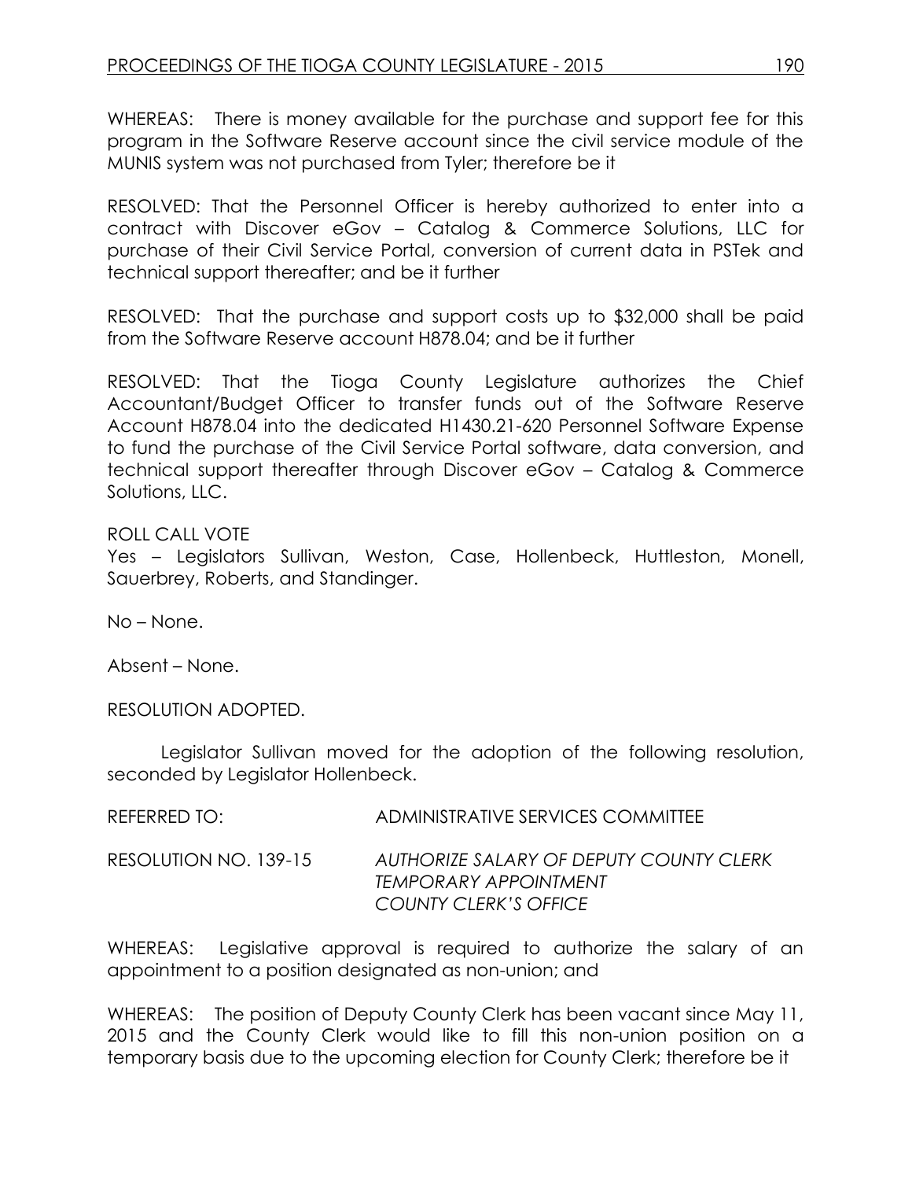WHEREAS: There is money available for the purchase and support fee for this program in the Software Reserve account since the civil service module of the MUNIS system was not purchased from Tyler; therefore be it

RESOLVED: That the Personnel Officer is hereby authorized to enter into a contract with Discover eGov – Catalog & Commerce Solutions, LLC for purchase of their Civil Service Portal, conversion of current data in PSTek and technical support thereafter; and be it further

RESOLVED: That the purchase and support costs up to $32,000 shall be paid from the Software Reserve account H878.04; and be it further

RESOLVED: That the Tioga County Legislature authorizes the Chief Accountant/Budget Officer to transfer funds out of the Software Reserve Account H878.04 into the dedicated H1430.21-620 Personnel Software Expense to fund the purchase of the Civil Service Portal software, data conversion, and technical support thereafter through Discover eGov – Catalog & Commerce Solutions, LLC.

ROLL CALL VOTE
Yes – Legislators Sullivan, Weston, Case, Hollenbeck, Huttleston, Monell, Sauerbrey, Roberts, and Standinger.

No – None.

Absent – None.

RESOLUTION ADOPTED.

Legislator Sullivan moved for the adoption of the following resolution, seconded by Legislator Hollenbeck.

REFERRED TO: ADMINISTRATIVE SERVICES COMMITTEE

RESOLUTION NO. 139-15 *AUTHORIZE SALARY OF DEPUTY COUNTY CLERK TEMPORARY APPOINTMENT COUNTY CLERK'S OFFICE*

WHEREAS: Legislative approval is required to authorize the salary of an appointment to a position designated as non-union; and

WHEREAS: The position of Deputy County Clerk has been vacant since May 11, 2015 and the County Clerk would like to fill this non-union position on a temporary basis due to the upcoming election for County Clerk; therefore be it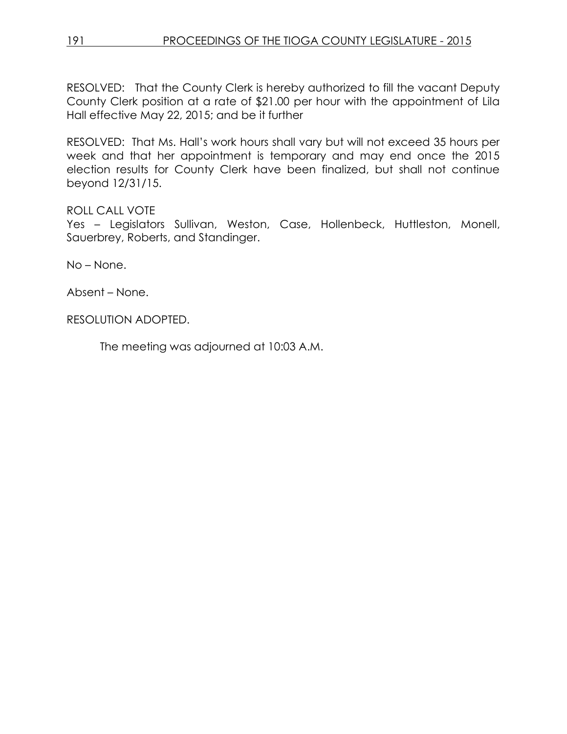RESOLVED: That the County Clerk is hereby authorized to fill the vacant Deputy County Clerk position at a rate of $21.00 per hour with the appointment of Lila Hall effective May 22, 2015; and be it further

RESOLVED: That Ms. Hall's work hours shall vary but will not exceed 35 hours per week and that her appointment is temporary and may end once the 2015 election results for County Clerk have been finalized, but shall not continue beyond 12/31/15.

ROLL CALL VOTE
Yes – Legislators Sullivan, Weston, Case, Hollenbeck, Huttleston, Monell, Sauerbrey, Roberts, and Standinger.

No – None.

Absent – None.

RESOLUTION ADOPTED.

The meeting was adjourned at 10:03 A.M.